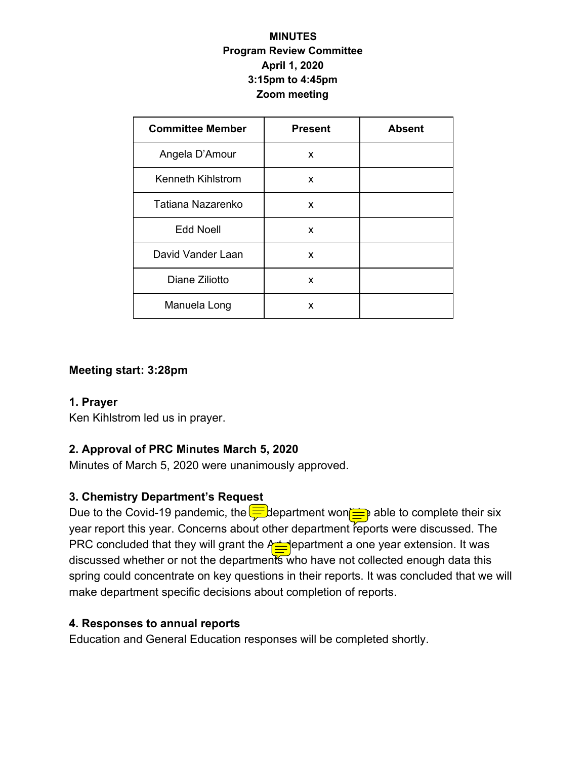**MINUTES**
**Program Review Committee**
**April 1, 2020**
**3:15pm to 4:45pm**
**Zoom meeting**

| Committee Member | Present | Absent |
|---|---|---|
| Angela D'Amour | x | |
| Kenneth Kihlstrom | x | |
| Tatiana Nazarenko | x | |
| Edd Noell | x | |
| David Vander Laan | x | |
| Diane Ziliotto | x | |
| Manuela Long | x | |

**Meeting start: 3:28pm**

**1. Prayer**
Ken Kihlstrom led us in prayer.

**2. Approval of PRC Minutes March 5, 2020**
Minutes of March 5, 2020 were unanimously approved.

**3. Chemistry Department's Request**
Due to the Covid-19 pandemic, the department won't be able to complete their six year report this year. Concerns about other department reports were discussed. The PRC concluded that they will grant the Art department a one year extension. It was discussed whether or not the departments who have not collected enough data this spring could concentrate on key questions in their reports. It was concluded that we will make department specific decisions about completion of reports.

**4. Responses to annual reports**
Education and General Education responses will be completed shortly.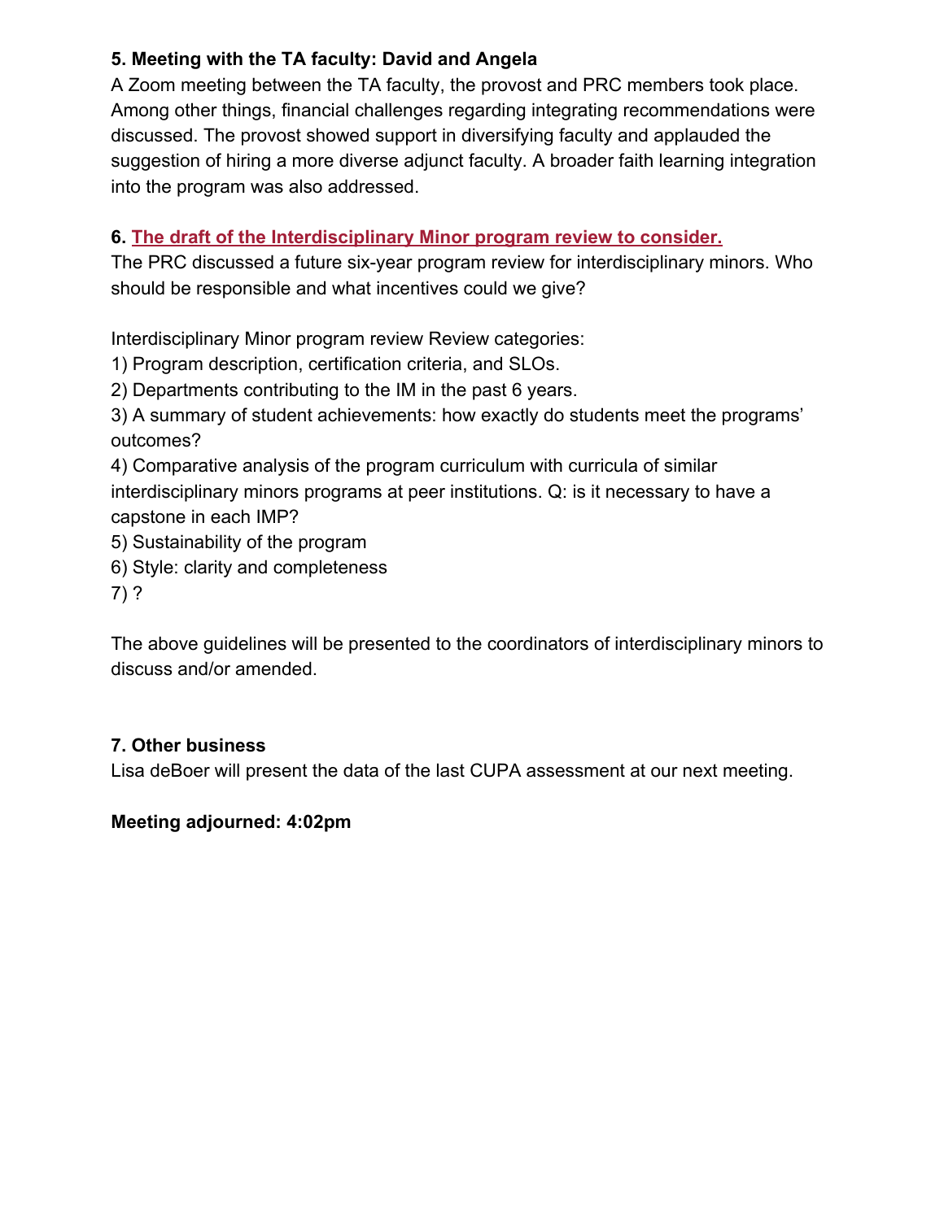**5. Meeting with the TA faculty: David and Angela**

A Zoom meeting between the TA faculty, the provost and PRC members took place. Among other things, financial challenges regarding integrating recommendations were discussed. The provost showed support in diversifying faculty and applauded the suggestion of hiring a more diverse adjunct faculty. A broader faith learning integration into the program was also addressed.

**6. The draft of the Interdisciplinary Minor program review to consider.**

The PRC discussed a future six-year program review for interdisciplinary minors. Who should be responsible and what incentives could we give?

Interdisciplinary Minor program review Review categories:

1) Program description, certification criteria, and SLOs.
2) Departments contributing to the IM in the past 6 years.
3) A summary of student achievements: how exactly do students meet the programs' outcomes?
4) Comparative analysis of the program curriculum with curricula of similar interdisciplinary minors programs at peer institutions. Q: is it necessary to have a capstone in each IMP?
5) Sustainability of the program
6) Style: clarity and completeness
7) ?

The above guidelines will be presented to the coordinators of interdisciplinary minors to discuss and/or amended.

**7. Other business**

Lisa deBoer will present the data of the last CUPA assessment at our next meeting.

**Meeting adjourned: 4:02pm**